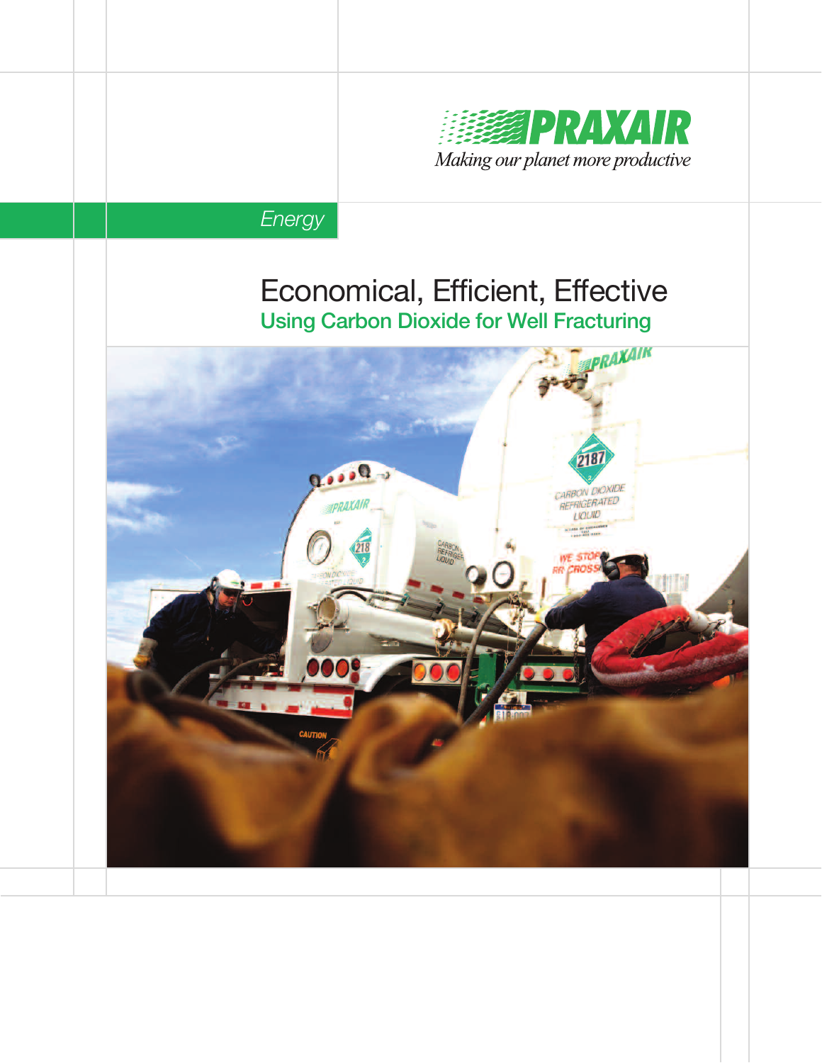PRAXAIR

*Making our planet more productive*

*Energy*

# Economical, Efficient, Effective

## Using Carbon Dioxide for Well Fracturing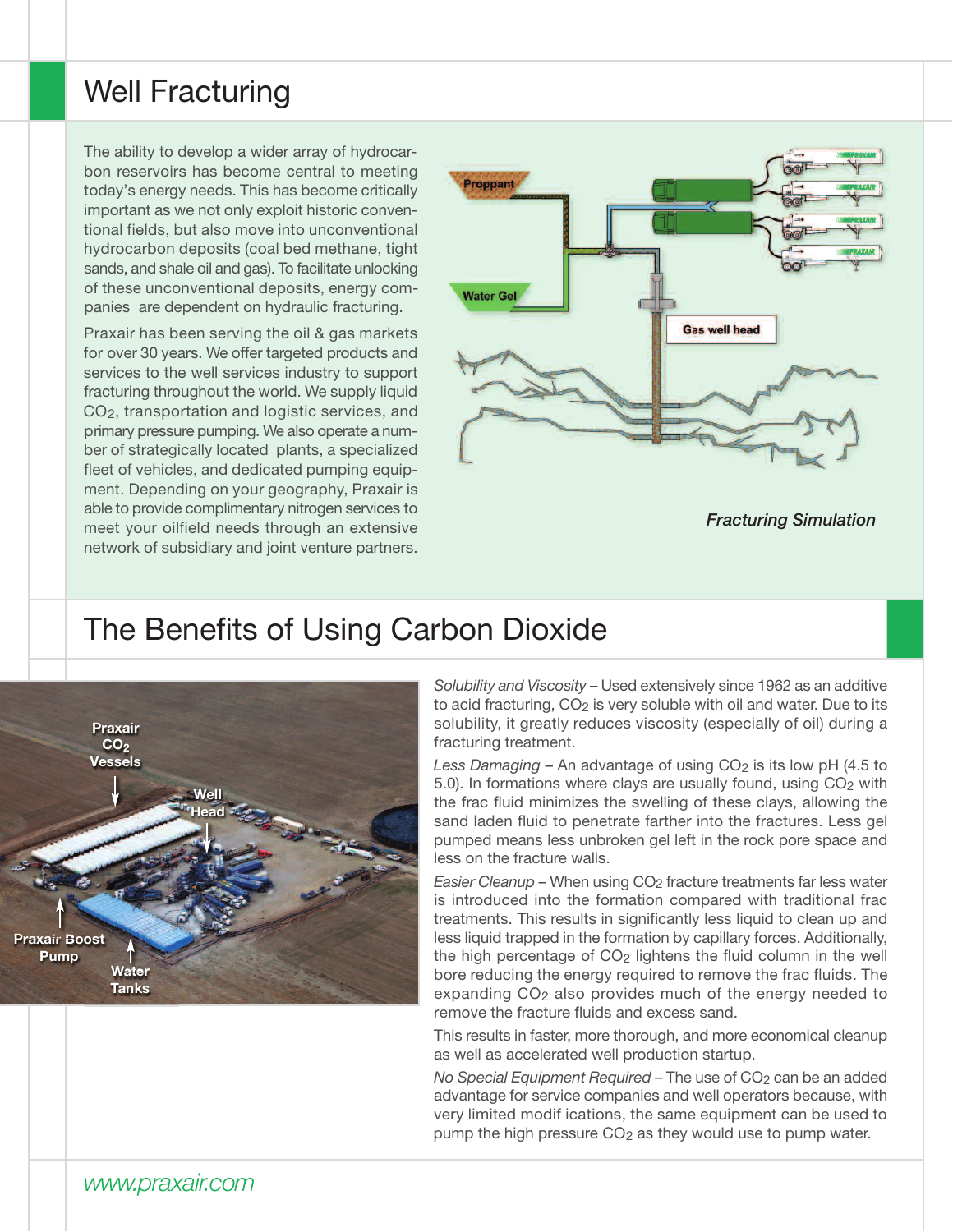# Well Fracturing

The ability to develop a wider array of hydrocarbon reservoirs has become central to meeting today's energy needs. This has become critically important as we not only exploit historic conventional fields, but also move into unconventional hydrocarbon deposits (coal bed methane, tight sands, and shale oil and gas). To facilitate unlocking of these unconventional deposits, energy companies are dependent on hydraulic fracturing.

Praxair has been serving the oil & gas markets for over 30 years. We offer targeted products and services to the well services industry to support fracturing throughout the world. We supply liquid $CO_2$, transportation and logistic services, and primary pressure pumping. We also operate a number of strategically located plants, a specialized fleet of vehicles, and dedicated pumping equipment. Depending on your geography, Praxair is able to provide complimentary nitrogen services to meet your oilfield needs through an extensive network of subsidiary and joint venture partners.

*Fracturing Simulation*

# The Benefits of Using Carbon Dioxide

*Solubility and Viscosity* – Used extensively since 1962 as an additive to acid fracturing, $CO_2$ is very soluble with oil and water. Due to its solubility, it greatly reduces viscosity (especially of oil) during a fracturing treatment.

*Less Damaging* – An advantage of using $CO_2$ is its low pH (4.5 to 5.0). In formations where clays are usually found, using $CO_2$ with the frac fluid minimizes the swelling of these clays, allowing the sand laden fluid to penetrate farther into the fractures. Less gel pumped means less unbroken gel left in the rock pore space and less on the fracture walls.

*Easier Cleanup* – When using $CO_2$ fracture treatments far less water is introduced into the formation compared with traditional frac treatments. This results in significantly less liquid to clean up and less liquid trapped in the formation by capillary forces. Additionally, the high percentage of $CO_2$ lightens the fluid column in the well bore reducing the energy required to remove the frac fluids. The expanding $CO_2$ also provides much of the energy needed to remove the fracture fluids and excess sand.

This results in faster, more thorough, and more economical cleanup as well as accelerated well production startup.

*No Special Equipment Required* – The use of $CO_2$ can be an added advantage for service companies and well operators because, with very limited modifications, the same equipment can be used to pump the high pressure $CO_2$ as they would use to pump water.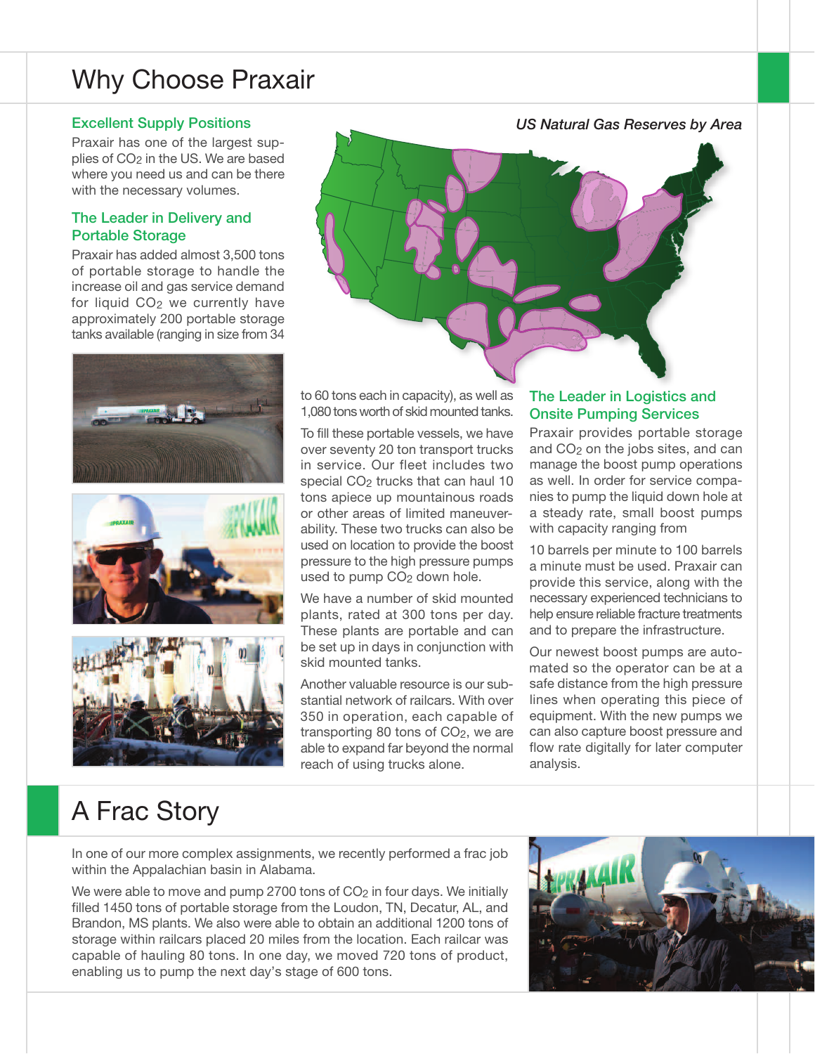# Why Choose Praxair

## Excellent Supply Positions

Praxair has one of the largest supplies of $CO_2$ in the US. We are based where you need us and can be there with the necessary volumes.

## The Leader in Delivery and Portable Storage

Praxair has added almost 3,500 tons of portable storage to handle the increase oil and gas service demand for liquid $CO_2$ we currently have approximately 200 portable storage tanks available (ranging in size from 34 to 60 tons each in capacity), as well as 1,080 tons worth of skid mounted tanks.

To fill these portable vessels, we have over seventy 20 ton transport trucks in service. Our fleet includes two special $CO_2$ trucks that can haul 10 tons apiece up mountainous roads or other areas of limited maneuverability. These two trucks can also be used on location to provide the boost pressure to the high pressure pumps used to pump $CO_2$ down hole.

We have a number of skid mounted plants, rated at 300 tons per day. These plants are portable and can be set up in days in conjunction with skid mounted tanks.

Another valuable resource is our substantial network of railcars. With over 350 in operation, each capable of transporting 80 tons of $CO_2$, we are able to expand far beyond the normal reach of using trucks alone.

*US Natural Gas Reserves by Area*

## The Leader in Logistics and Onsite Pumping Services

Praxair provides portable storage and $CO_2$ on the jobs sites, and can manage the boost pump operations as well. In order for service companies to pump the liquid down hole at a steady rate, small boost pumps with capacity ranging from 10 barrels per minute to 100 barrels a minute must be used. Praxair can provide this service, along with the necessary experienced technicians to help ensure reliable fracture treatments and to prepare the infrastructure.

Our newest boost pumps are automated so the operator can be at a safe distance from the high pressure lines when operating this piece of equipment. With the new pumps we can also capture boost pressure and flow rate digitally for later computer analysis.

# A Frac Story

In one of our more complex assignments, we recently performed a frac job within the Appalachian basin in Alabama.

We were able to move and pump 2700 tons of $CO_2$ in four days. We initially filled 1450 tons of portable storage from the Loudon, TN, Decatur, AL, and Brandon, MS plants. We also were able to obtain an additional 1200 tons of storage within railcars placed 20 miles from the location. Each railcar was capable of hauling 80 tons. In one day, we moved 720 tons of product, enabling us to pump the next day's stage of 600 tons.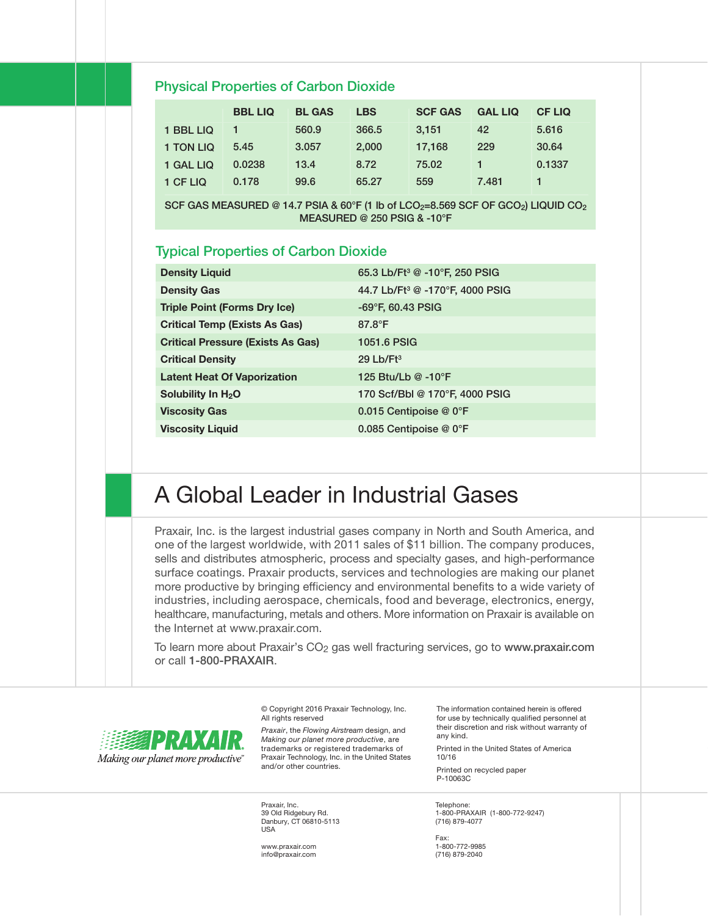## Physical Properties of Carbon Dioxide

| | BBL LIQ | BL GAS | LBS | SCF GAS | GAL LIQ | CF LIQ |
|---|---|---|---|---|---|---|
| 1 BBL LIQ | 1 | 560.9 | 366.5 | 3,151 | 42 | 5.616 |
| 1 TON LIQ | 5.45 | 3.057 | 2,000 | 17,168 | 229 | 30.64 |
| 1 GAL LIQ | 0.0238 | 13.4 | 8.72 | 75.02 | 1 | 0.1337 |
| 1 CF LIQ | 0.178 | 99.6 | 65.27 | 559 | 7.481 | 1 |

SCF GAS MEASURED @ 14.7 PSIA & 60°F (1 lb of $LCO_2$=8.569 SCF OF $GCO_2$) LIQUID $CO_2$ MEASURED @ 250 PSIG & -10°F

## Typical Properties of Carbon Dioxide

| | |
|---|---|
| **Density Liquid** | 65.3 Lb/Ft$^3$ @ -10°F, 250 PSIG |
| **Density Gas** | 44.7 Lb/Ft$^3$ @ -170°F, 4000 PSIG |
| **Triple Point (Forms Dry Ice)** | -69°F, 60.43 PSIG |
| **Critical Temp (Exists As Gas)** | 87.8°F |
| **Critical Pressure (Exists As Gas)** | 1051.6 PSIG |
| **Critical Density** | 29 Lb/Ft$^3$ |
| **Latent Heat Of Vaporization** | 125 Btu/Lb @ -10°F |
| **Solubility In $H_2O$** | 170 Scf/Bbl @ 170°F, 4000 PSIG |
| **Viscosity Gas** | 0.015 Centipoise @ 0°F |
| **Viscosity Liquid** | 0.085 Centipoise @ 0°F |

# A Global Leader in Industrial Gases

Praxair, Inc. is the largest industrial gases company in North and South America, and one of the largest worldwide, with 2011 sales of $11 billion. The company produces, sells and distributes atmospheric, process and specialty gases, and high-performance surface coatings. Praxair products, services and technologies are making our planet more productive by bringing efficiency and environmental benefits to a wide variety of industries, including aerospace, chemicals, food and beverage, electronics, energy, healthcare, manufacturing, metals and others. More information on Praxair is available on the Internet at www.praxair.com.

To learn more about Praxair's $CO_2$ gas well fracturing services, go to **www.praxair.com** or call **1-800-PRAXAIR**.

PRAXAIR
*Making our planet more productive*™

© Copyright 2016 Praxair Technology, Inc.
All rights reserved

*Praxair*, the *Flowing Airstream* design, and *Making our planet more productive*, are trademarks or registered trademarks of Praxair Technology, Inc. in the United States and/or other countries.

The information contained herein is offered for use by technically qualified personnel at their discretion and risk without warranty of any kind.

Printed in the United States of America
10/16

Printed on recycled paper
P-10063C

Praxair, Inc.
39 Old Ridgebury Rd.
Danbury, CT 06810-5113
USA

www.praxair.com
info@praxair.com

Telephone:
1-800-PRAXAIR (1-800-772-9247)
(716) 879-4077

Fax:
1-800-772-9985
(716) 879-2040